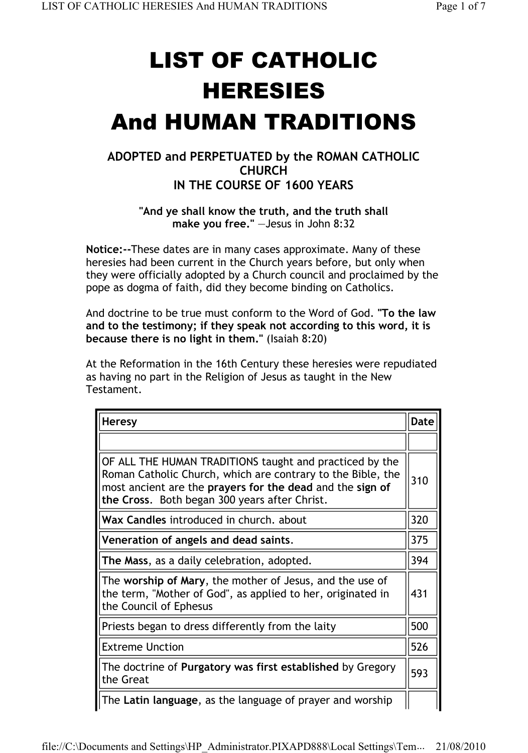# LIST OF CATHOLIC HERESIES And HUMAN TRADITIONS

**ADOPTED and PERPETUATED by the ROMAN CATHOLIC CHURCH IN THE COURSE OF 1600 YEARS**

**"And ye shall know the truth, and the truth shall make you free."** —Jesus in John 8:32

**Notice:--**These dates are in many cases approximate. Many of these heresies had been current in the Church years before, but only when they were officially adopted by a Church council and proclaimed by the pope as dogma of faith, did they become binding on Catholics.

And doctrine to be true must conform to the Word of God. **"To the law and to the testimony; if they speak not according to this word, it is because there is no light in them."** (Isaiah 8:20)

At the Reformation in the 16th Century these heresies were repudiated as having no part in the Religion of Jesus as taught in the New Testament.

| Heresy | Date |
|---|---|
| | |
| OF ALL THE HUMAN TRADITIONS taught and practiced by the Roman Catholic Church, which are contrary to the Bible, the most ancient are the **prayers for the dead** and the **sign of the Cross**. Both began 300 years after Christ. | 310 |
| **Wax Candles** introduced in church. about | 320 |
| **Veneration of angels and dead saints**. | 375 |
| **The Mass**, as a daily celebration, adopted. | 394 |
| The **worship of Mary**, the mother of Jesus, and the use of the term, "Mother of God", as applied to her, originated in the Council of Ephesus | 431 |
| Priests began to dress differently from the laity | 500 |
| Extreme Unction | 526 |
| The doctrine of **Purgatory was first established** by Gregory the Great | 593 |
| The **Latin language**, as the language of prayer and worship | |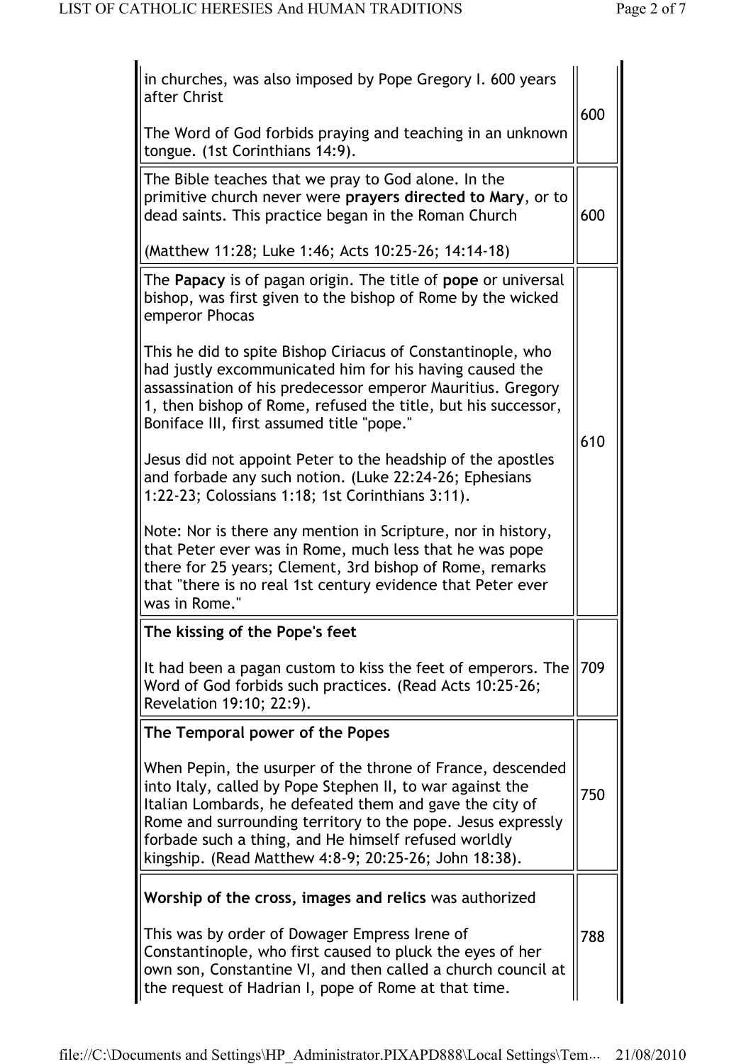| | |
|---|---|
| in churches, was also imposed by Pope Gregory I. 600 years after Christ<br><br>The Word of God forbids praying and teaching in an unknown tongue. (1st Corinthians 14:9). | 600 |
| The Bible teaches that we pray to God alone. In the primitive church never were **prayers directed to Mary**, or to dead saints. This practice began in the Roman Church<br><br>(Matthew 11:28; Luke 1:46; Acts 10:25-26; 14:14-18) | 600 |
| The **Papacy** is of pagan origin. The title of **pope** or universal bishop, was first given to the bishop of Rome by the wicked emperor Phocas<br><br>This he did to spite Bishop Ciriacus of Constantinople, who had justly excommunicated him for his having caused the assassination of his predecessor emperor Mauritius. Gregory 1, then bishop of Rome, refused the title, but his successor, Boniface III, first assumed title "pope."<br><br>Jesus did not appoint Peter to the headship of the apostles and forbade any such notion. (Luke 22:24-26; Ephesians 1:22-23; Colossians 1:18; 1st Corinthians 3:11).<br><br>Note: Nor is there any mention in Scripture, nor in history, that Peter ever was in Rome, much less that he was pope there for 25 years; Clement, 3rd bishop of Rome, remarks that "there is no real 1st century evidence that Peter ever was in Rome." | 610 |
| **The kissing of the Pope's feet**<br><br>It had been a pagan custom to kiss the feet of emperors. The Word of God forbids such practices. (Read Acts 10:25-26; Revelation 19:10; 22:9). | 709 |
| **The Temporal power of the Popes**<br><br>When Pepin, the usurper of the throne of France, descended into Italy, called by Pope Stephen II, to war against the Italian Lombards, he defeated them and gave the city of Rome and surrounding territory to the pope. Jesus expressly forbade such a thing, and He himself refused worldly kingship. (Read Matthew 4:8-9; 20:25-26; John 18:38). | 750 |
| **Worship of the cross, images and relics** was authorized<br><br>This was by order of Dowager Empress Irene of Constantinople, who first caused to pluck the eyes of her own son, Constantine VI, and then called a church council at the request of Hadrian I, pope of Rome at that time. | 788 |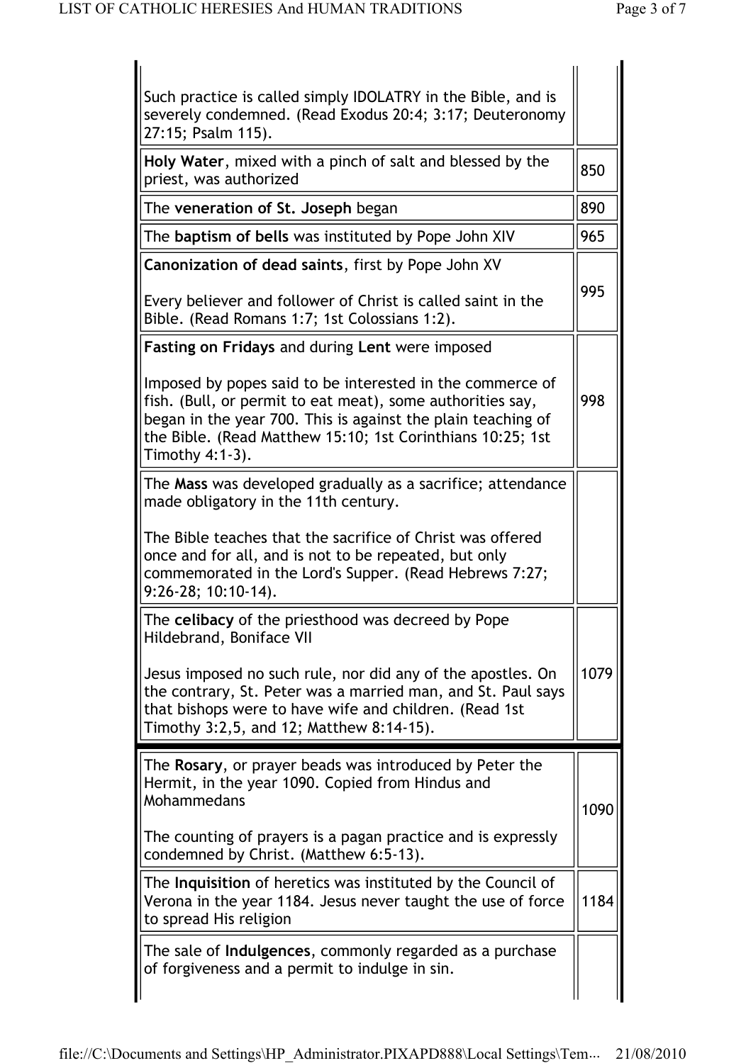| | |
|---|---|
| Such practice is called simply IDOLATRY in the Bible, and is severely condemned. (Read Exodus 20:4; 3:17; Deuteronomy 27:15; Psalm 115). | |
| **Holy Water**, mixed with a pinch of salt and blessed by the priest, was authorized | 850 |
| The **veneration of St. Joseph** began | 890 |
| The **baptism of bells** was instituted by Pope John XIV | 965 |
| **Canonization of dead saints**, first by Pope John XV<br><br>Every believer and follower of Christ is called saint in the Bible. (Read Romans 1:7; 1st Colossians 1:2). | 995 |
| **Fasting on Fridays** and during **Lent** were imposed<br><br>Imposed by popes said to be interested in the commerce of fish. (Bull, or permit to eat meat), some authorities say, began in the year 700. This is against the plain teaching of the Bible. (Read Matthew 15:10; 1st Corinthians 10:25; 1st Timothy 4:1-3). | 998 |
| The **Mass** was developed gradually as a sacrifice; attendance made obligatory in the 11th century.<br><br>The Bible teaches that the sacrifice of Christ was offered once and for all, and is not to be repeated, but only commemorated in the Lord's Supper. (Read Hebrews 7:27; 9:26-28; 10:10-14). | |
| The **celibacy** of the priesthood was decreed by Pope Hildebrand, Boniface VII<br><br>Jesus imposed no such rule, nor did any of the apostles. On the contrary, St. Peter was a married man, and St. Paul says that bishops were to have wife and children. (Read 1st Timothy 3:2,5, and 12; Matthew 8:14-15). | 1079 |
| The **Rosary**, or prayer beads was introduced by Peter the Hermit, in the year 1090. Copied from Hindus and Mohammedans<br><br>The counting of prayers is a pagan practice and is expressly condemned by Christ. (Matthew 6:5-13). | 1090 |
| The **Inquisition** of heretics was instituted by the Council of Verona in the year 1184. Jesus never taught the use of force to spread His religion | 1184 |
| The sale of **Indulgences**, commonly regarded as a purchase of forgiveness and a permit to indulge in sin. | |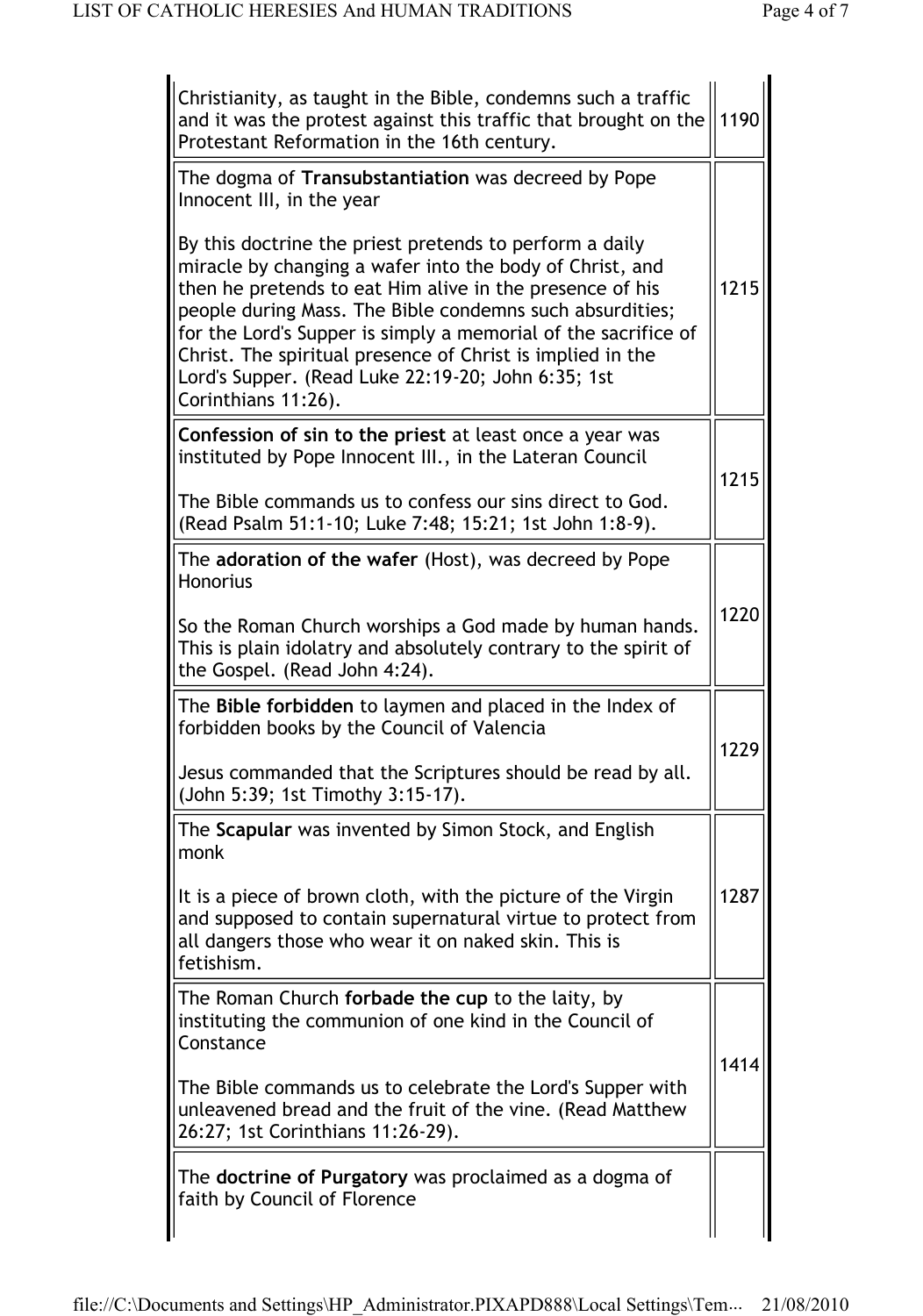| | |
|---|---|
| Christianity, as taught in the Bible, condemns such a traffic and it was the protest against this traffic that brought on the Protestant Reformation in the 16th century. | 1190 |
| The dogma of **Transubstantiation** was decreed by Pope Innocent III, in the year<br><br>By this doctrine the priest pretends to perform a daily miracle by changing a wafer into the body of Christ, and then he pretends to eat Him alive in the presence of his people during Mass. The Bible condemns such absurdities; for the Lord's Supper is simply a memorial of the sacrifice of Christ. The spiritual presence of Christ is implied in the Lord's Supper. (Read Luke 22:19-20; John 6:35; 1st Corinthians 11:26). | 1215 |
| **Confession of sin to the priest** at least once a year was instituted by Pope Innocent III., in the Lateran Council<br><br>The Bible commands us to confess our sins direct to God. (Read Psalm 51:1-10; Luke 7:48; 15:21; 1st John 1:8-9). | 1215 |
| The **adoration of the wafer** (Host), was decreed by Pope Honorius<br><br>So the Roman Church worships a God made by human hands. This is plain idolatry and absolutely contrary to the spirit of the Gospel. (Read John 4:24). | 1220 |
| The **Bible forbidden** to laymen and placed in the Index of forbidden books by the Council of Valencia<br><br>Jesus commanded that the Scriptures should be read by all. (John 5:39; 1st Timothy 3:15-17). | 1229 |
| The **Scapular** was invented by Simon Stock, and English monk<br><br>It is a piece of brown cloth, with the picture of the Virgin and supposed to contain supernatural virtue to protect from all dangers those who wear it on naked skin. This is fetishism. | 1287 |
| The Roman Church **forbade the cup** to the laity, by instituting the communion of one kind in the Council of Constance<br><br>The Bible commands us to celebrate the Lord's Supper with unleavened bread and the fruit of the vine. (Read Matthew 26:27; 1st Corinthians 11:26-29). | 1414 |
| The **doctrine of Purgatory** was proclaimed as a dogma of faith by Council of Florence | |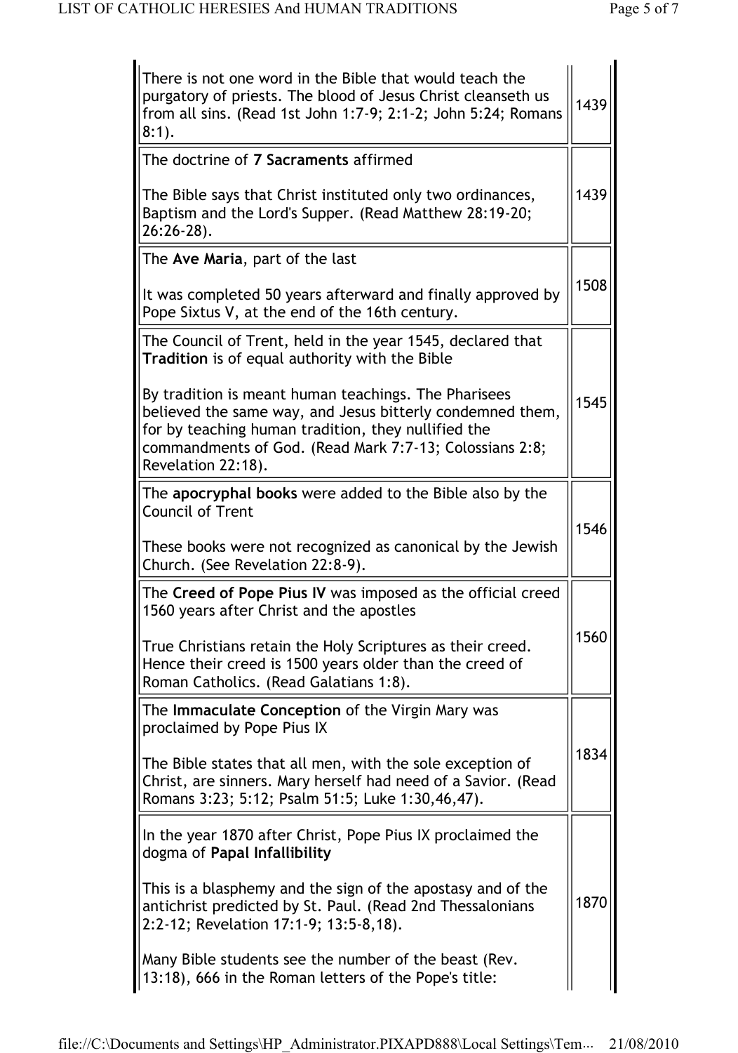| | |
|---|---|
| There is not one word in the Bible that would teach the purgatory of priests. The blood of Jesus Christ cleanseth us from all sins. (Read 1st John 1:7-9; 2:1-2; John 5:24; Romans 8:1). | 1439 |
| The doctrine of **7 Sacraments** affirmed<br><br>The Bible says that Christ instituted only two ordinances, Baptism and the Lord's Supper. (Read Matthew 28:19-20; 26:26-28). | 1439 |
| The **Ave Maria**, part of the last<br><br>It was completed 50 years afterward and finally approved by Pope Sixtus V, at the end of the 16th century. | 1508 |
| The Council of Trent, held in the year 1545, declared that **Tradition** is of equal authority with the Bible<br><br>By tradition is meant human teachings. The Pharisees believed the same way, and Jesus bitterly condemned them, for by teaching human tradition, they nullified the commandments of God. (Read Mark 7:7-13; Colossians 2:8; Revelation 22:18). | 1545 |
| The **apocryphal books** were added to the Bible also by the Council of Trent<br><br>These books were not recognized as canonical by the Jewish Church. (See Revelation 22:8-9). | 1546 |
| The **Creed of Pope Pius IV** was imposed as the official creed 1560 years after Christ and the apostles<br><br>True Christians retain the Holy Scriptures as their creed. Hence their creed is 1500 years older than the creed of Roman Catholics. (Read Galatians 1:8). | 1560 |
| The **Immaculate Conception** of the Virgin Mary was proclaimed by Pope Pius IX<br><br>The Bible states that all men, with the sole exception of Christ, are sinners. Mary herself had need of a Savior. (Read Romans 3:23; 5:12; Psalm 51:5; Luke 1:30,46,47). | 1834 |
| In the year 1870 after Christ, Pope Pius IX proclaimed the dogma of **Papal Infallibility**<br><br>This is a blasphemy and the sign of the apostasy and of the antichrist predicted by St. Paul. (Read 2nd Thessalonians 2:2-12; Revelation 17:1-9; 13:5-8,18).<br><br>Many Bible students see the number of the beast (Rev. 13:18), 666 in the Roman letters of the Pope's title: | 1870 |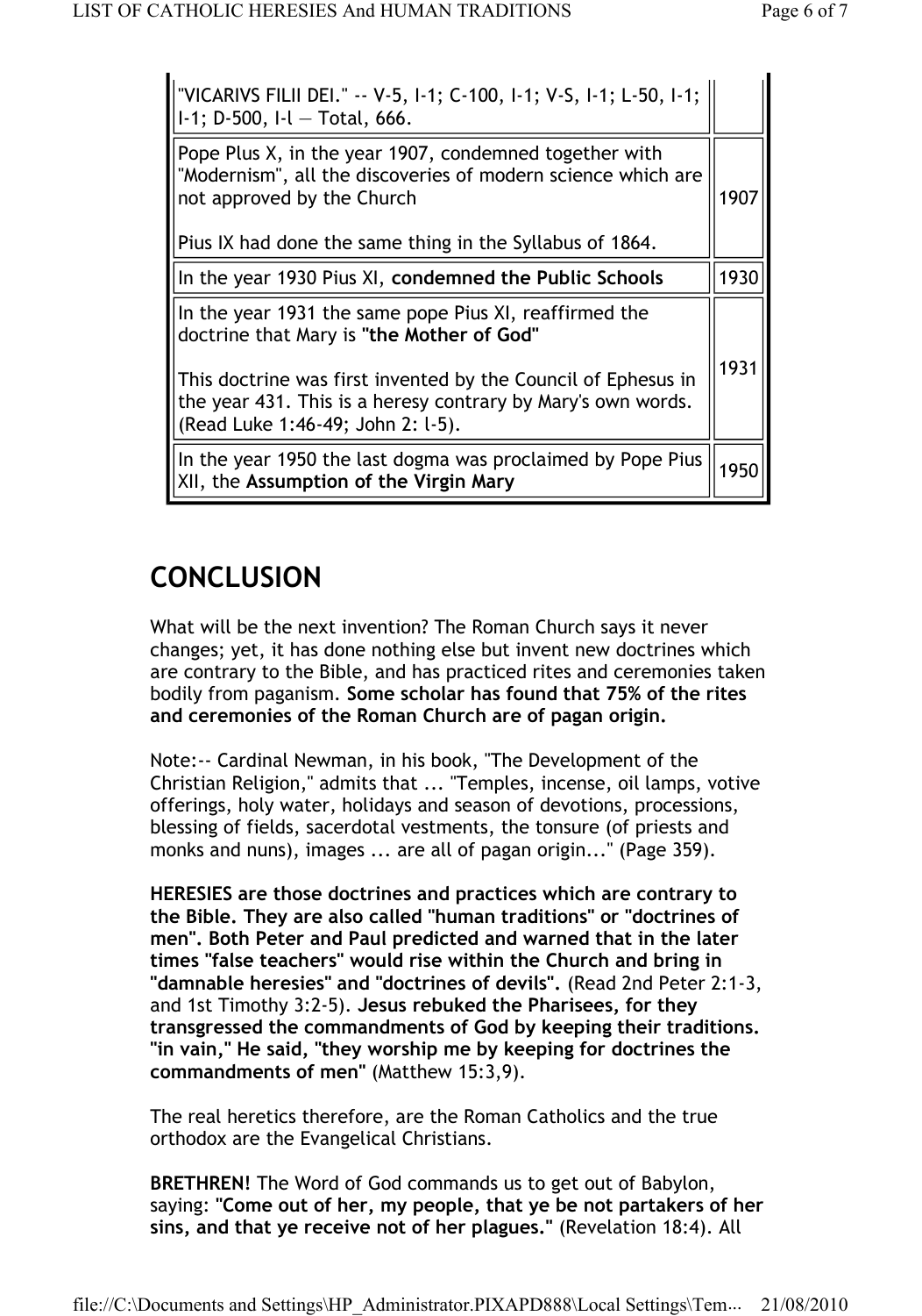| | |
|---|---|
| "VICARIVS FILII DEI." -- V-5, I-1; C-100, I-1; V-S, I-1; L-50, I-1; I-1; D-500, I-l — Total, 666. | |
| Pope Plus X, in the year 1907, condemned together with "Modernism", all the discoveries of modern science which are not approved by the Church<br><br>Pius IX had done the same thing in the Syllabus of 1864. | 1907 |
| In the year 1930 Pius XI, **condemned the Public Schools** | 1930 |
| In the year 1931 the same pope Pius XI, reaffirmed the doctrine that Mary is **"the Mother of God"**<br><br>This doctrine was first invented by the Council of Ephesus in the year 431. This is a heresy contrary by Mary's own words. (Read Luke 1:46-49; John 2: l-5). | 1931 |
| In the year 1950 the last dogma was proclaimed by Pope Pius XII, the **Assumption of the Virgin Mary** | 1950 |

# CONCLUSION

What will be the next invention? The Roman Church says it never changes; yet, it has done nothing else but invent new doctrines which are contrary to the Bible, and has practiced rites and ceremonies taken bodily from paganism. **Some scholar has found that 75% of the rites and ceremonies of the Roman Church are of pagan origin.**

Note:-- Cardinal Newman, in his book, "The Development of the Christian Religion," admits that ... "Temples, incense, oil lamps, votive offerings, holy water, holidays and season of devotions, processions, blessing of fields, sacerdotal vestments, the tonsure (of priests and monks and nuns), images ... are all of pagan origin..." (Page 359).

**HERESIES are those doctrines and practices which are contrary to the Bible. They are also called "human traditions" or "doctrines of men". Both Peter and Paul predicted and warned that in the later times "false teachers" would rise within the Church and bring in "damnable heresies" and "doctrines of devils".** (Read 2nd Peter 2:1-3, and 1st Timothy 3:2-5). **Jesus rebuked the Pharisees, for they transgressed the commandments of God by keeping their traditions. "in vain," He said, "they worship me by keeping for doctrines the commandments of men"** (Matthew 15:3,9).

The real heretics therefore, are the Roman Catholics and the true orthodox are the Evangelical Christians.

**BRETHREN!** The Word of God commands us to get out of Babylon, saying: **"Come out of her, my people, that ye be not partakers of her sins, and that ye receive not of her plagues."** (Revelation 18:4). All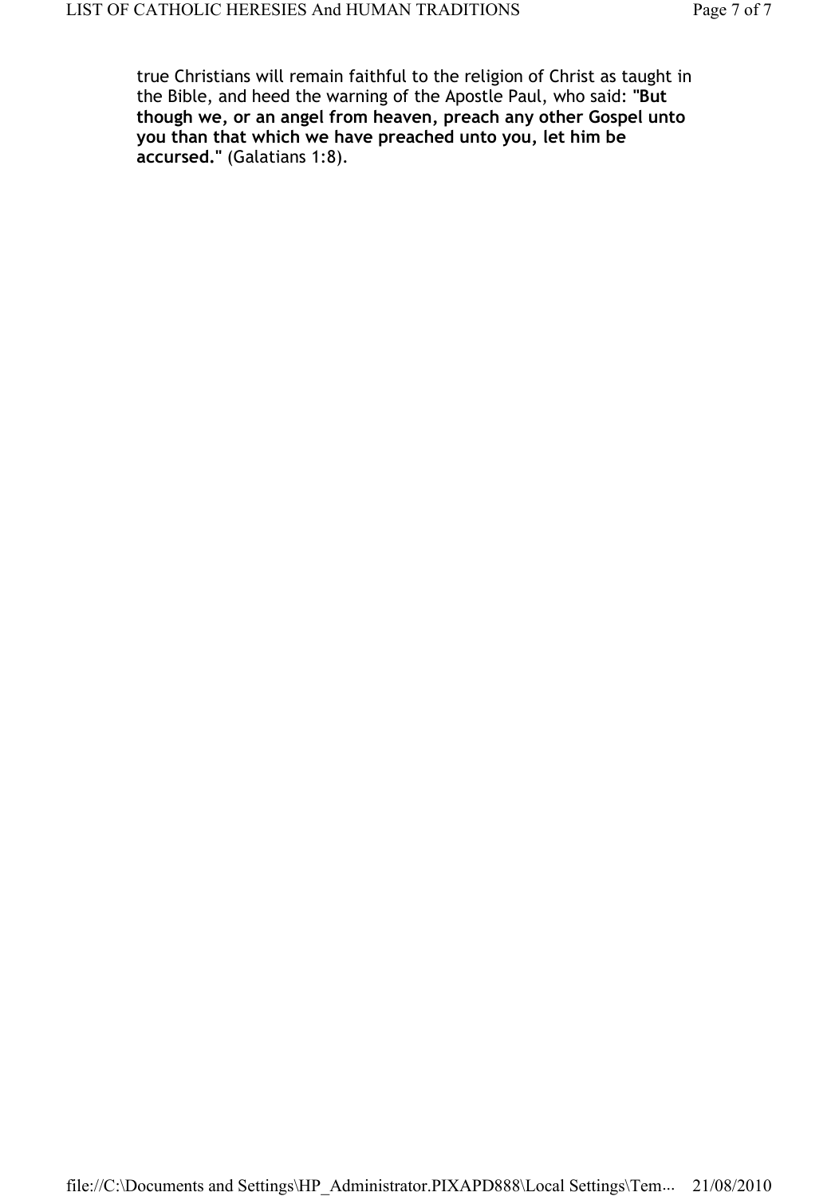true Christians will remain faithful to the religion of Christ as taught in the Bible, and heed the warning of the Apostle Paul, who said: **"But though we, or an angel from heaven, preach any other Gospel unto you than that which we have preached unto you, let him be accursed."** (Galatians 1:8).